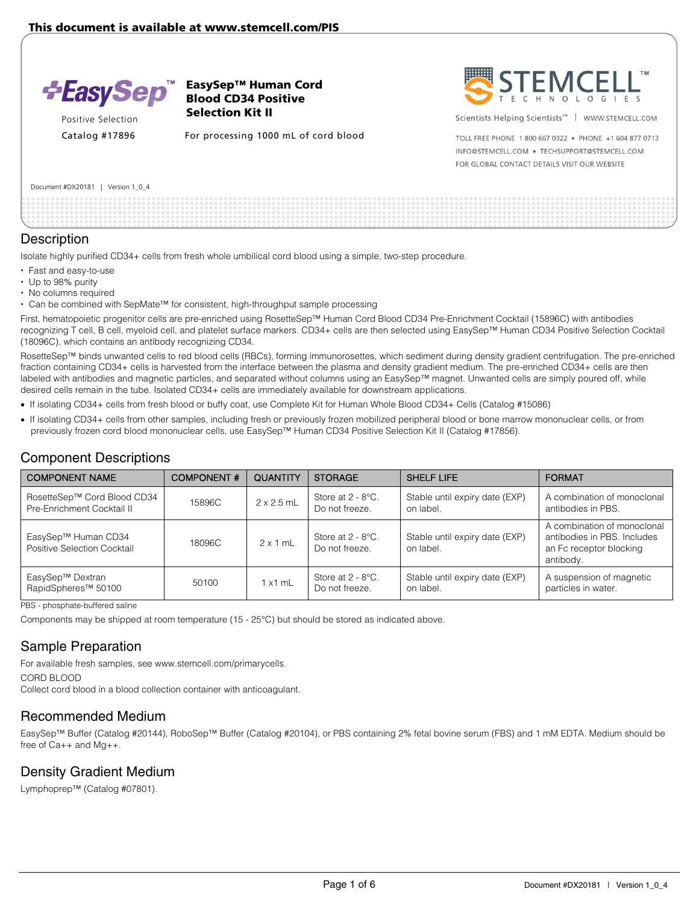This document is available at www.stemcell.com/PIS

# EasySep™ Human Cord Blood CD34 Positive Selection Kit II

Positive Selection

Catalog #17896

For processing 1000 mL of cord blood

STEMCELL TECHNOLOGIES

Scientists Helping Scientists™ | WWW.STEMCELL.COM

TOLL FREE PHONE 1 800 667 0322 • PHONE +1 604 877 0713
INFO@STEMCELL.COM • TECHSUPPORT@STEMCELL.COM
FOR GLOBAL CONTACT DETAILS VISIT OUR WEBSITE

Document #DX20181 | Version 1_0_4

## Description

Isolate highly purified CD34+ cells from fresh whole umbilical cord blood using a simple, two-step procedure.

- Fast and easy-to-use
- Up to 98% purity
- No columns required
- Can be combined with SepMate™ for consistent, high-throughput sample processing

First, hematopoietic progenitor cells are pre-enriched using RosetteSep™ Human Cord Blood CD34 Pre-Enrichment Cocktail (15896C) with antibodies recognizing T cell, B cell, myeloid cell, and platelet surface markers. CD34+ cells are then selected using EasySep™ Human CD34 Positive Selection Cocktail (18096C), which contains an antibody recognizing CD34.

RosetteSep™ binds unwanted cells to red blood cells (RBCs), forming immunorosettes, which sediment during density gradient centrifugation. The pre-enriched fraction containing CD34+ cells is harvested from the interface between the plasma and density gradient medium. The pre-enriched CD34+ cells are then labeled with antibodies and magnetic particles, and separated without columns using an EasySep™ magnet. Unwanted cells are simply poured off, while desired cells remain in the tube. Isolated CD34+ cells are immediately available for downstream applications.

- If isolating CD34+ cells from fresh blood or buffy coat, use Complete Kit for Human Whole Blood CD34+ Cells (Catalog #15086)
- If isolating CD34+ cells from other samples, including fresh or previously frozen mobilized peripheral blood or bone marrow mononuclear cells, or from previously frozen cord blood mononuclear cells, use EasySep™ Human CD34 Positive Selection Kit II (Catalog #17856).

## Component Descriptions

| COMPONENT NAME | COMPONENT # | QUANTITY | STORAGE | SHELF LIFE | FORMAT |
|---|---|---|---|---|---|
| RosetteSep™ Cord Blood CD34 Pre-Enrichment Cocktail II | 15896C | 2 x 2.5 mL | Store at 2 - 8°C. Do not freeze. | Stable until expiry date (EXP) on label. | A combination of monoclonal antibodies in PBS. |
| EasySep™ Human CD34 Positive Selection Cocktail | 18096C | 2 x 1 mL | Store at 2 - 8°C. Do not freeze. | Stable until expiry date (EXP) on label. | A combination of monoclonal antibodies in PBS. Includes an Fc receptor blocking antibody. |
| EasySep™ Dextran RapidSpheres™ 50100 | 50100 | 1 x1 mL | Store at 2 - 8°C. Do not freeze. | Stable until expiry date (EXP) on label. | A suspension of magnetic particles in water. |

PBS - phosphate-buffered saline

Components may be shipped at room temperature (15 - 25°C) but should be stored as indicated above.

## Sample Preparation

For available fresh samples, see www.stemcell.com/primarycells.

CORD BLOOD

Collect cord blood in a blood collection container with anticoagulant.

## Recommended Medium

EasySep™ Buffer (Catalog #20144), RoboSep™ Buffer (Catalog #20104), or PBS containing 2% fetal bovine serum (FBS) and 1 mM EDTA. Medium should be free of Ca++ and Mg++.

## Density Gradient Medium

Lymphoprep™ (Catalog #07801).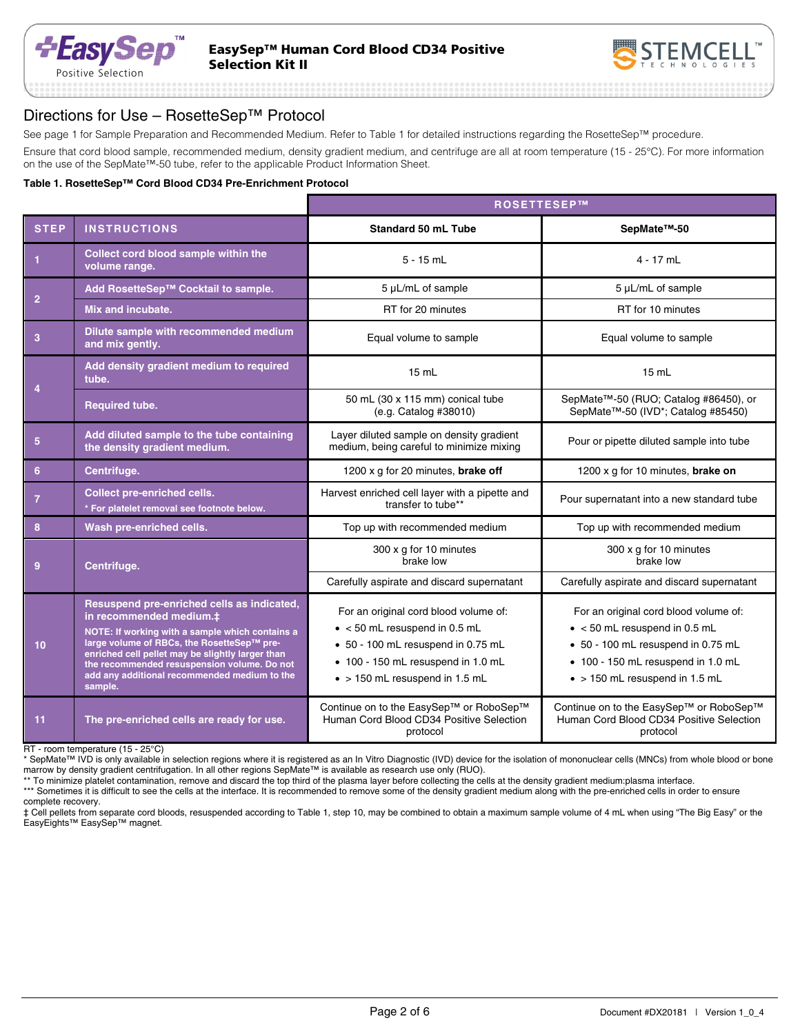## Directions for Use – RosetteSep™ Protocol

See page 1 for Sample Preparation and Recommended Medium. Refer to Table 1 for detailed instructions regarding the RosetteSep™ procedure.

Ensure that cord blood sample, recommended medium, density gradient medium, and centrifuge are all at room temperature (15 - 25°C). For more information on the use of the SepMate™-50 tube, refer to the applicable Product Information Sheet.

**Table 1. RosetteSep™ Cord Blood CD34 Pre-Enrichment Protocol**

| | | ROSETTESEP™ | |
|---|---|---|---|
| **STEP** | **INSTRUCTIONS** | **Standard 50 mL Tube** | **SepMate™-50** |
| 1 | Collect cord blood sample within the volume range. | 5 - 15 mL | 4 - 17 mL |
| 2 | Add RosetteSep™ Cocktail to sample. | 5 µL/mL of sample | 5 µL/mL of sample |
| | Mix and incubate. | RT for 20 minutes | RT for 10 minutes |
| 3 | Dilute sample with recommended medium and mix gently. | Equal volume to sample | Equal volume to sample |
| 4 | Add density gradient medium to required tube. | 15 mL | 15 mL |
| | Required tube. | 50 mL (30 x 115 mm) conical tube (e.g. Catalog #38010) | SepMate™-50 (RUO; Catalog #86450), or SepMate™-50 (IVD*; Catalog #85450) |
| 5 | Add diluted sample to the tube containing the density gradient medium. | Layer diluted sample on density gradient medium, being careful to minimize mixing | Pour or pipette diluted sample into tube |
| 6 | Centrifuge. | 1200 x g for 20 minutes, **brake off** | 1200 x g for 10 minutes, **brake on** |
| 7 | Collect pre-enriched cells. * For platelet removal see footnote below. | Harvest enriched cell layer with a pipette and transfer to tube** | Pour supernatant into a new standard tube |
| 8 | Wash pre-enriched cells. | Top up with recommended medium | Top up with recommended medium |
| 9 | Centrifuge. | 300 x g for 10 minutes brake low | 300 x g for 10 minutes brake low |
| | | Carefully aspirate and discard supernatant | Carefully aspirate and discard supernatant |
| 10 | Resuspend pre-enriched cells as indicated, in recommended medium.‡ NOTE: If working with a sample which contains a large volume of RBCs, the RosetteSep™ pre-enriched cell pellet may be slightly larger than the recommended resuspension volume. Do not add any additional recommended medium to the sample. | For an original cord blood volume of: • < 50 mL resuspend in 0.5 mL • 50 - 100 mL resuspend in 0.75 mL • 100 - 150 mL resuspend in 1.0 mL • > 150 mL resuspend in 1.5 mL | For an original cord blood volume of: • < 50 mL resuspend in 0.5 mL • 50 - 100 mL resuspend in 0.75 mL • 100 - 150 mL resuspend in 1.0 mL • > 150 mL resuspend in 1.5 mL |
| 11 | The pre-enriched cells are ready for use. | Continue on to the EasySep™ or RoboSep™ Human Cord Blood CD34 Positive Selection protocol | Continue on to the EasySep™ or RoboSep™ Human Cord Blood CD34 Positive Selection protocol |

RT - room temperature (15 - 25°C)

* SepMate™ IVD is only available in selection regions where it is registered as an In Vitro Diagnostic (IVD) device for the isolation of mononuclear cells (MNCs) from whole blood or bone marrow by density gradient centrifugation. In all other regions SepMate™ is available as research use only (RUO).

** To minimize platelet contamination, remove and discard the top third of the plasma layer before collecting the cells at the density gradient medium:plasma interface.

*** Sometimes it is difficult to see the cells at the interface. It is recommended to remove some of the density gradient medium along with the pre-enriched cells in order to ensure complete recovery.

‡ Cell pellets from separate cord bloods, resuspended according to Table 1, step 10, may be combined to obtain a maximum sample volume of 4 mL when using "The Big Easy" or the EasyEights™ EasySep™ magnet.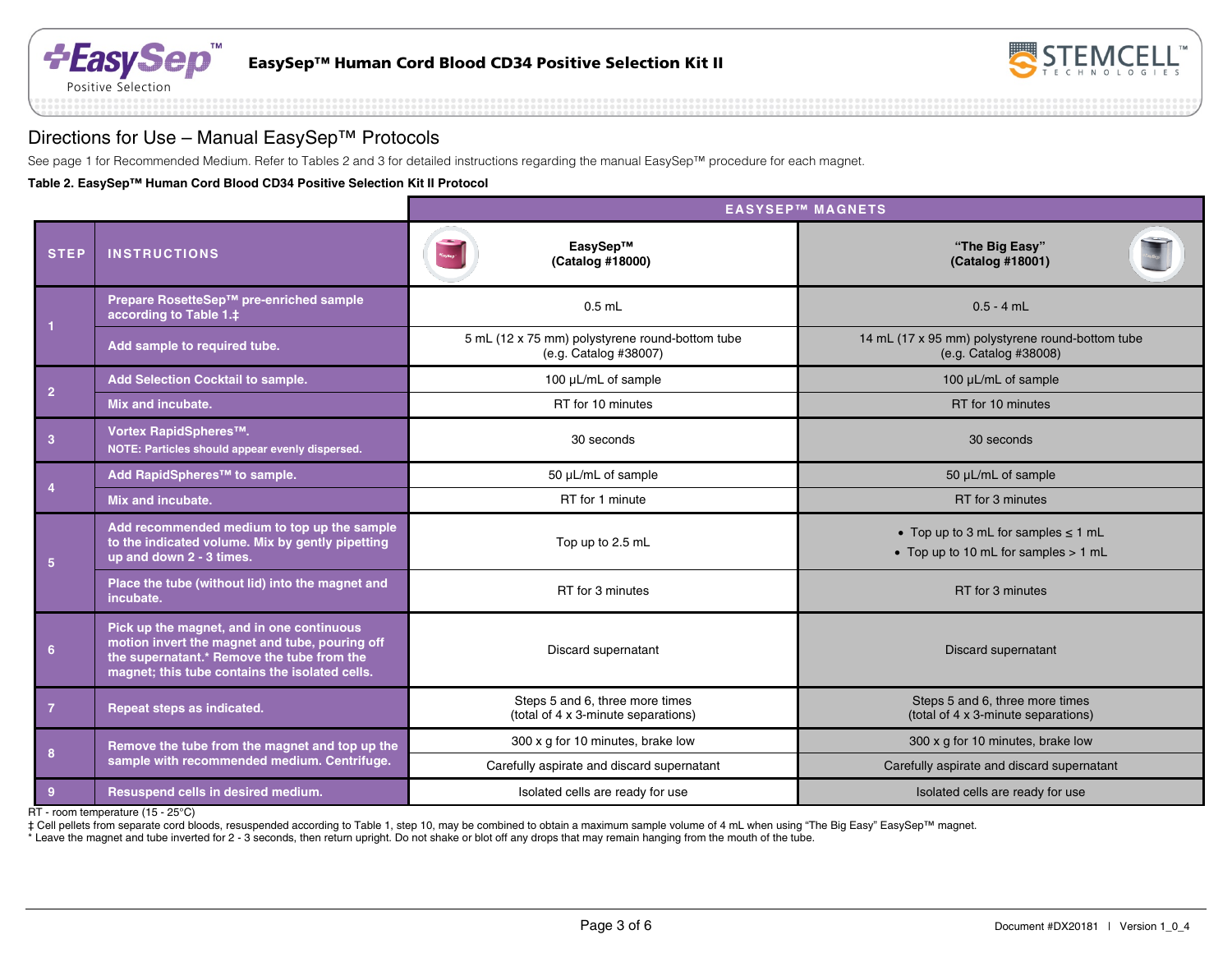## Directions for Use – Manual EasySep™ Protocols

See page 1 for Recommended Medium. Refer to Tables 2 and 3 for detailed instructions regarding the manual EasySep™ procedure for each magnet.

**Table 2. EasySep™ Human Cord Blood CD34 Positive Selection Kit II Protocol**

| | | EASYSEP™ MAGNETS | |
|---|---|---|---|
| **STEP** | **INSTRUCTIONS** | **EasySep™ (Catalog #18000)** | **"The Big Easy" (Catalog #18001)** |
| 1 | Prepare RosetteSep™ pre-enriched sample according to Table 1.‡ | 0.5 mL | 0.5 - 4 mL |
| | Add sample to required tube. | 5 mL (12 x 75 mm) polystyrene round-bottom tube (e.g. Catalog #38007) | 14 mL (17 x 95 mm) polystyrene round-bottom tube (e.g. Catalog #38008) |
| 2 | Add Selection Cocktail to sample. | 100 µL/mL of sample | 100 µL/mL of sample |
| | Mix and incubate. | RT for 10 minutes | RT for 10 minutes |
| 3 | Vortex RapidSpheres™. NOTE: Particles should appear evenly dispersed. | 30 seconds | 30 seconds |
| 4 | Add RapidSpheres™ to sample. | 50 µL/mL of sample | 50 µL/mL of sample |
| | Mix and incubate. | RT for 1 minute | RT for 3 minutes |
| 5 | Add recommended medium to top up the sample to the indicated volume. Mix by gently pipetting up and down 2 - 3 times. | Top up to 2.5 mL | • Top up to 3 mL for samples ≤ 1 mL<br>• Top up to 10 mL for samples > 1 mL |
| | Place the tube (without lid) into the magnet and incubate. | RT for 3 minutes | RT for 3 minutes |
| 6 | Pick up the magnet, and in one continuous motion invert the magnet and tube, pouring off the supernatant.* Remove the tube from the magnet; this tube contains the isolated cells. | Discard supernatant | Discard supernatant |
| 7 | Repeat steps as indicated. | Steps 5 and 6, three more times (total of 4 x 3-minute separations) | Steps 5 and 6, three more times (total of 4 x 3-minute separations) |
| 8 | Remove the tube from the magnet and top up the sample with recommended medium. Centrifuge. | 300 x g for 10 minutes, brake low | 300 x g for 10 minutes, brake low |
| | | Carefully aspirate and discard supernatant | Carefully aspirate and discard supernatant |
| 9 | Resuspend cells in desired medium. | Isolated cells are ready for use | Isolated cells are ready for use |

RT - room temperature (15 - 25°C)
‡ Cell pellets from separate cord bloods, resuspended according to Table 1, step 10, may be combined to obtain a maximum sample volume of 4 mL when using "The Big Easy" EasySep™ magnet.
* Leave the magnet and tube inverted for 2 - 3 seconds, then return upright. Do not shake or blot off any drops that may remain hanging from the mouth of the tube.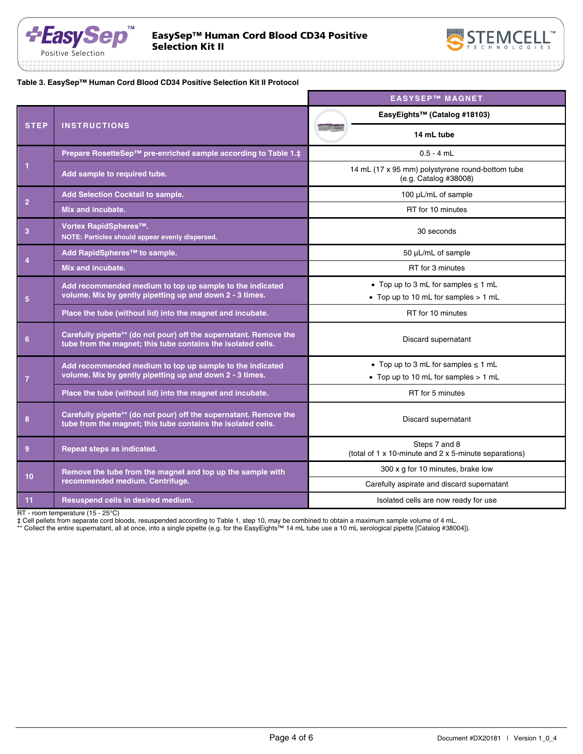**Table 3. EasySep™ Human Cord Blood CD34 Positive Selection Kit II Protocol**

| STEP | INSTRUCTIONS | EASYSEP™ MAGNET<br>EasyEights™ (Catalog #18103)<br>14 mL tube |
|---|---|---|
| 1 | Prepare RosetteSep™ pre-enriched sample according to Table 1.‡ | 0.5 - 4 mL |
| | Add sample to required tube. | 14 mL (17 x 95 mm) polystyrene round-bottom tube (e.g. Catalog #38008) |
| 2 | Add Selection Cocktail to sample. | 100 µL/mL of sample |
| | Mix and incubate. | RT for 10 minutes |
| 3 | Vortex RapidSpheres™.<br>NOTE: Particles should appear evenly dispersed. | 30 seconds |
| 4 | Add RapidSpheres™ to sample. | 50 µL/mL of sample |
| | Mix and incubate. | RT for 3 minutes |
| 5 | Add recommended medium to top up sample to the indicated volume. Mix by gently pipetting up and down 2 - 3 times. | • Top up to 3 mL for samples ≤ 1 mL<br>• Top up to 10 mL for samples > 1 mL |
| | Place the tube (without lid) into the magnet and incubate. | RT for 10 minutes |
| 6 | Carefully pipette** (do not pour) off the supernatant. Remove the tube from the magnet; this tube contains the isolated cells. | Discard supernatant |
| 7 | Add recommended medium to top up sample to the indicated volume. Mix by gently pipetting up and down 2 - 3 times. | • Top up to 3 mL for samples ≤ 1 mL<br>• Top up to 10 mL for samples > 1 mL |
| | Place the tube (without lid) into the magnet and incubate. | RT for 5 minutes |
| 8 | Carefully pipette** (do not pour) off the supernatant. Remove the tube from the magnet; this tube contains the isolated cells. | Discard supernatant |
| 9 | Repeat steps as indicated. | Steps 7 and 8<br>(total of 1 x 10-minute and 2 x 5-minute separations) |
| 10 | Remove the tube from the magnet and top up the sample with recommended medium. Centrifuge. | 300 x g for 10 minutes, brake low |
| | | Carefully aspirate and discard supernatant |
| 11 | Resuspend cells in desired medium. | Isolated cells are now ready for use |

RT - room temperature (15 - 25°C)
‡ Cell pellets from separate cord bloods, resuspended according to Table 1, step 10, may be combined to obtain a maximum sample volume of 4 mL.
** Collect the entire supernatant, all at once, into a single pipette (e.g. for the EasyEights™ 14 mL tube use a 10 mL serological pipette [Catalog #38004]).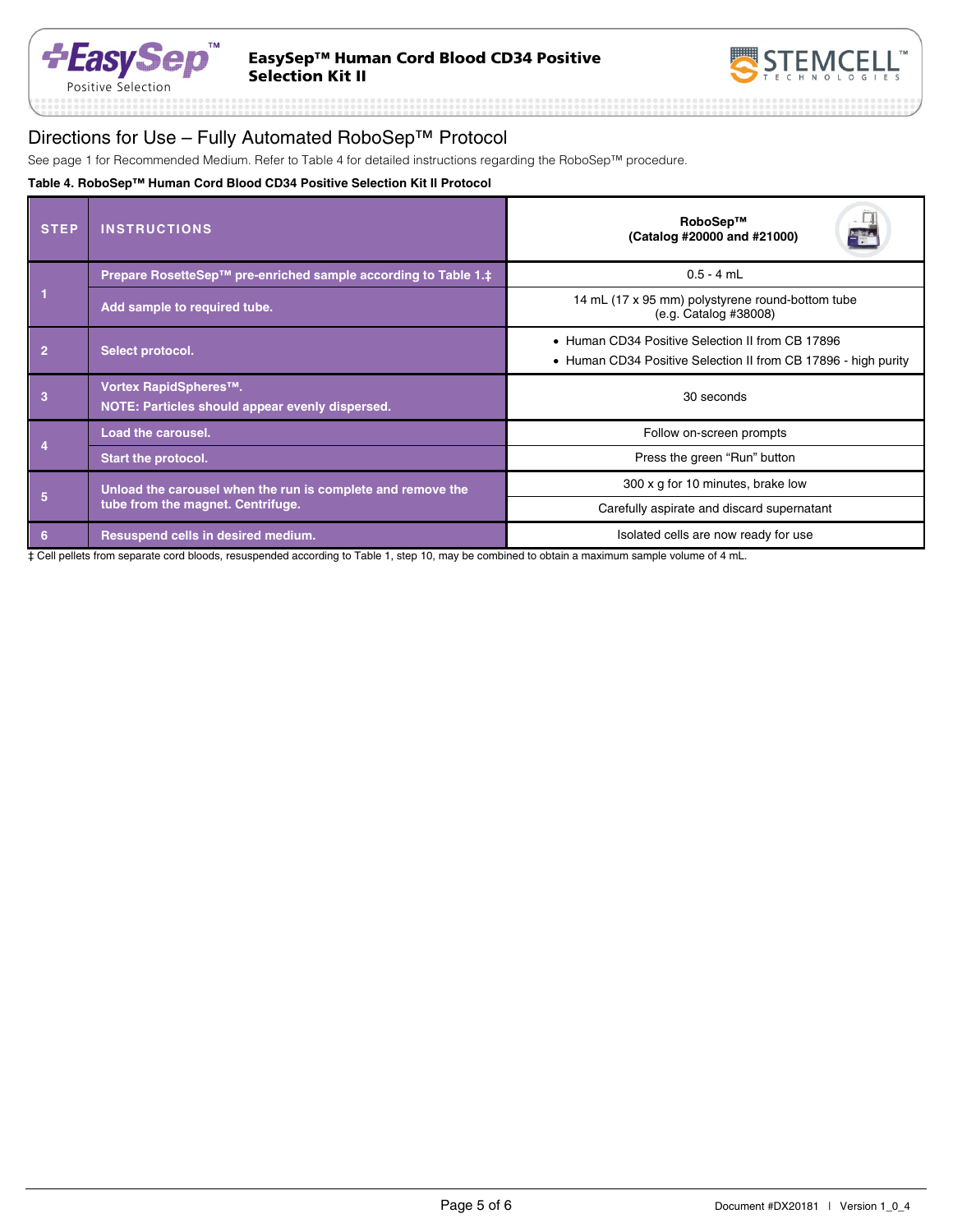## Directions for Use – Fully Automated RoboSep™ Protocol

See page 1 for Recommended Medium. Refer to Table 4 for detailed instructions regarding the RoboSep™ procedure.

**Table 4. RoboSep™ Human Cord Blood CD34 Positive Selection Kit II Protocol**

| STEP | INSTRUCTIONS | RoboSep™ (Catalog #20000 and #21000) |
|---|---|---|
| 1 | Prepare RosetteSep™ pre-enriched sample according to Table 1.‡ | 0.5 - 4 mL |
| | Add sample to required tube. | 14 mL (17 x 95 mm) polystyrene round-bottom tube (e.g. Catalog #38008) |
| 2 | Select protocol. | • Human CD34 Positive Selection II from CB 17896 • Human CD34 Positive Selection II from CB 17896 - high purity |
| 3 | Vortex RapidSpheres™. NOTE: Particles should appear evenly dispersed. | 30 seconds |
| 4 | Load the carousel. | Follow on-screen prompts |
| | Start the protocol. | Press the green "Run" button |
| 5 | Unload the carousel when the run is complete and remove the tube from the magnet. Centrifuge. | 300 x g for 10 minutes, brake low |
| | | Carefully aspirate and discard supernatant |
| 6 | Resuspend cells in desired medium. | Isolated cells are now ready for use |

‡ Cell pellets from separate cord bloods, resuspended according to Table 1, step 10, may be combined to obtain a maximum sample volume of 4 mL.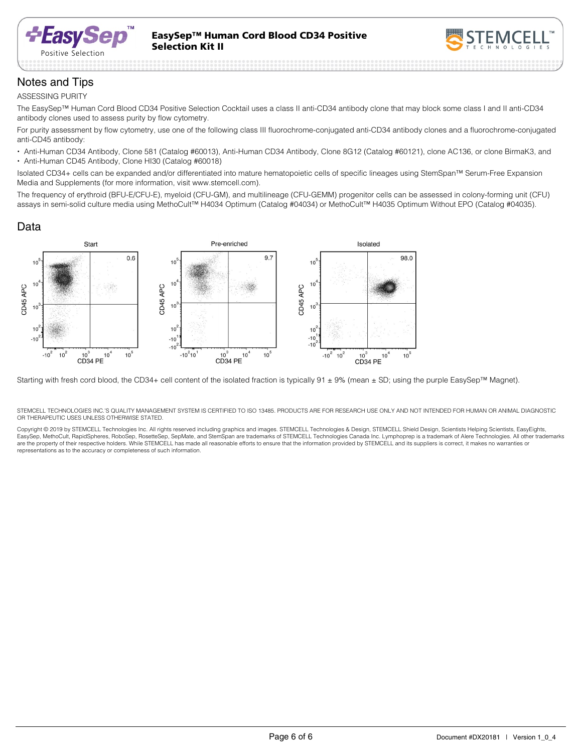## Notes and Tips

ASSESSING PURITY

The EasySep™ Human Cord Blood CD34 Positive Selection Cocktail uses a class II anti-CD34 antibody clone that may block some class I and II anti-CD34 antibody clones used to assess purity by flow cytometry.

For purity assessment by flow cytometry, use one of the following class III fluorochrome-conjugated anti-CD34 antibody clones and a fluorochrome-conjugated anti-CD45 antibody:

- Anti-Human CD34 Antibody, Clone 581 (Catalog #60013), Anti-Human CD34 Antibody, Clone 8G12 (Catalog #60121), clone AC136, or clone BirmaK3, and
- Anti-Human CD45 Antibody, Clone HI30 (Catalog #60018)

Isolated CD34+ cells can be expanded and/or differentiated into mature hematopoietic cells of specific lineages using StemSpan™ Serum-Free Expansion Media and Supplements (for more information, visit www.stemcell.com).

The frequency of erythroid (BFU-E/CFU-E), myeloid (CFU-GM), and multilineage (CFU-GEMM) progenitor cells can be assessed in colony-forming unit (CFU) assays in semi-solid culture media using MethoCult™ H4034 Optimum (Catalog #04034) or MethoCult™ H4035 Optimum Without EPO (Catalog #04035).

## Data

Start
0.6
CD45 APC
CD34 PE

Pre-enriched
9.7
CD45 APC
CD34 PE

Isolated
98.0
CD45 APC
CD34 PE

Starting with fresh cord blood, the CD34+ cell content of the isolated fraction is typically 91 ± 9% (mean ± SD; using the purple EasySep™ Magnet).

STEMCELL TECHNOLOGIES INC.'S QUALITY MANAGEMENT SYSTEM IS CERTIFIED TO ISO 13485. PRODUCTS ARE FOR RESEARCH USE ONLY AND NOT INTENDED FOR HUMAN OR ANIMAL DIAGNOSTIC OR THERAPEUTIC USES UNLESS OTHERWISE STATED.

Copyright © 2019 by STEMCELL Technologies Inc. All rights reserved including graphics and images. STEMCELL Technologies & Design, STEMCELL Shield Design, Scientists Helping Scientists, EasyEights, EasySep, MethoCult, RapidSpheres, RoboSep, RosetteSep, SepMate, and StemSpan are trademarks of STEMCELL Technologies Canada Inc. Lymphoprep is a trademark of Alere Technologies. All other trademarks are the property of their respective holders. While STEMCELL has made all reasonable efforts to ensure that the information provided by STEMCELL and its suppliers is correct, it makes no warranties or representations as to the accuracy or completeness of such information.